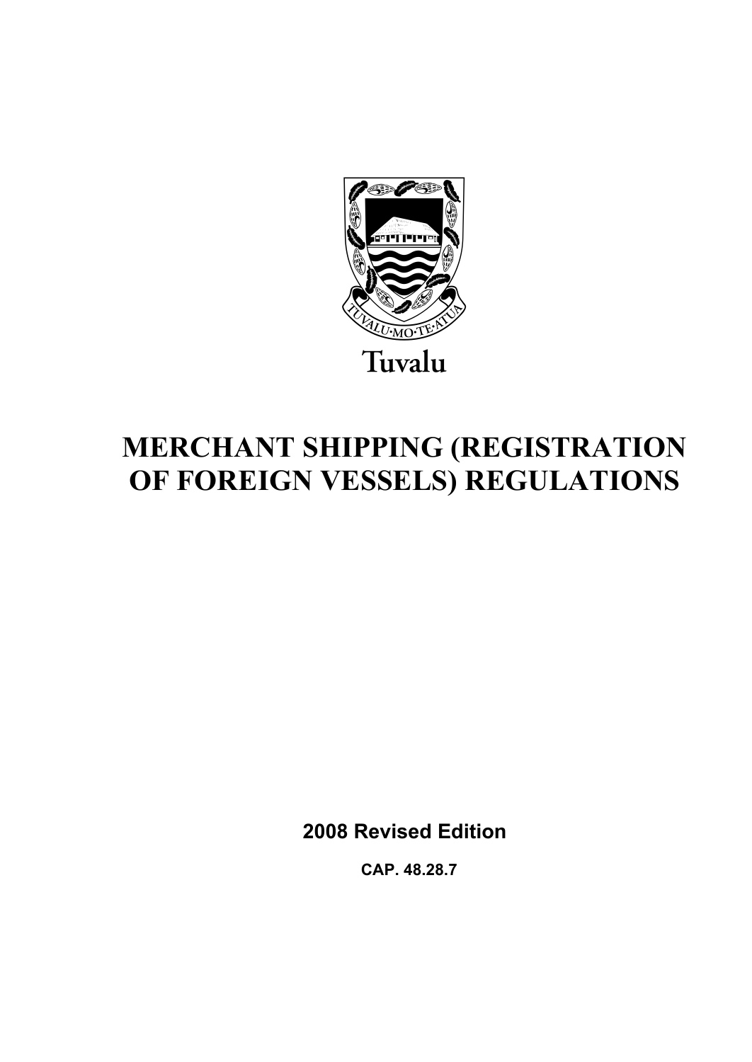TUVALU·MO·TE·ATUA

Tuvalu

# MERCHANT SHIPPING (REGISTRATION OF FOREIGN VESSELS) REGULATIONS

**2008 Revised Edition**

**CAP. 48.28.7**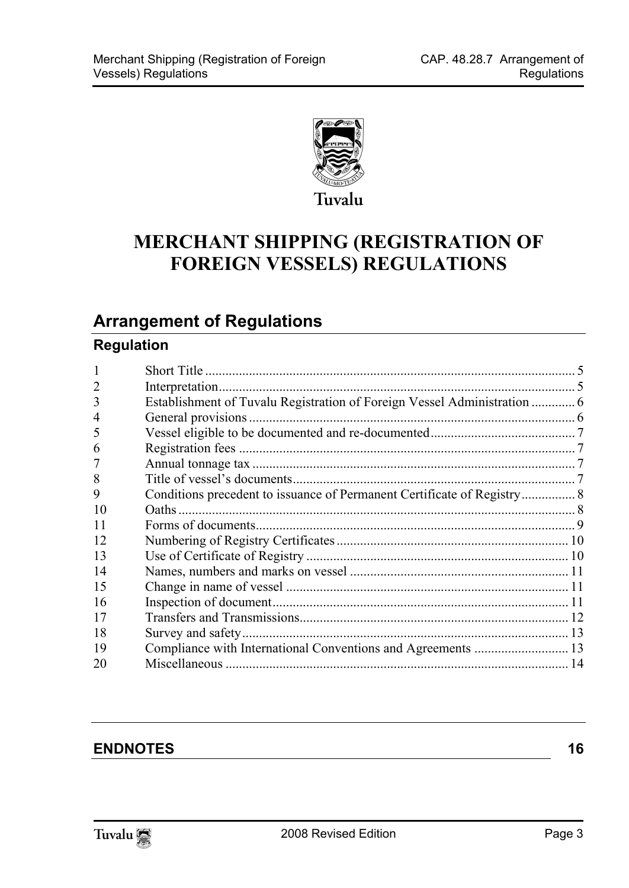Tuvalu

# MERCHANT SHIPPING (REGISTRATION OF FOREIGN VESSELS) REGULATIONS

## Arrangement of Regulations

### Regulation

| | | |
|---|---|---|
| 1 | Short Title | 5 |
| 2 | Interpretation | 5 |
| 3 | Establishment of Tuvalu Registration of Foreign Vessel Administration | 6 |
| 4 | General provisions | 6 |
| 5 | Vessel eligible to be documented and re-documented | 7 |
| 6 | Registration fees | 7 |
| 7 | Annual tonnage tax | 7 |
| 8 | Title of vessel's documents | 7 |
| 9 | Conditions precedent to issuance of Permanent Certificate of Registry | 8 |
| 10 | Oaths | 8 |
| 11 | Forms of documents | 9 |
| 12 | Numbering of Registry Certificates | 10 |
| 13 | Use of Certificate of Registry | 10 |
| 14 | Names, numbers and marks on vessel | 11 |
| 15 | Change in name of vessel | 11 |
| 16 | Inspection of document | 11 |
| 17 | Transfers and Transmissions | 12 |
| 18 | Survey and safety | 13 |
| 19 | Compliance with International Conventions and Agreements | 13 |
| 20 | Miscellaneous | 14 |

**ENDNOTES** **16**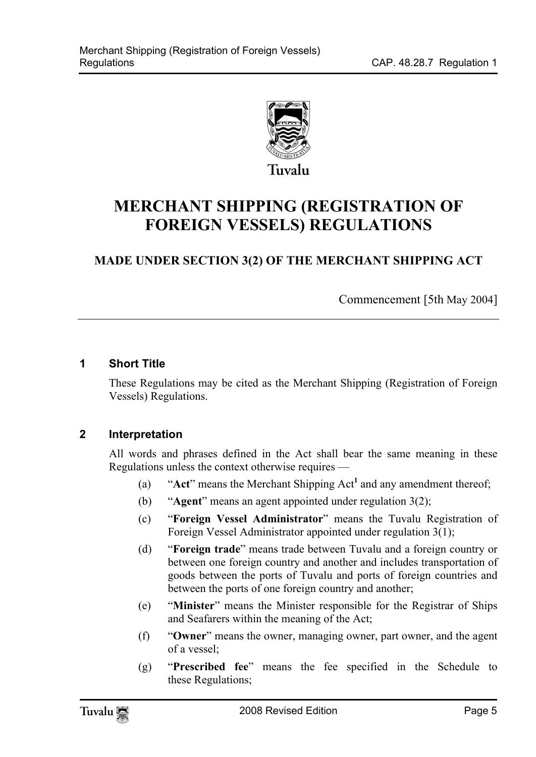Tuvalu

# MERCHANT SHIPPING (REGISTRATION OF FOREIGN VESSELS) REGULATIONS

## MADE UNDER SECTION 3(2) OF THE MERCHANT SHIPPING ACT

Commencement [5th May 2004]

### 1 Short Title

These Regulations may be cited as the Merchant Shipping (Registration of Foreign Vessels) Regulations.

### 2 Interpretation

All words and phrases defined in the Act shall bear the same meaning in these Regulations unless the context otherwise requires —

(a) "**Act**" means the Merchant Shipping Act[1] and any amendment thereof;

(b) "**Agent**" means an agent appointed under regulation 3(2);

(c) "**Foreign Vessel Administrator**" means the Tuvalu Registration of Foreign Vessel Administrator appointed under regulation 3(1);

(d) "**Foreign trade**" means trade between Tuvalu and a foreign country or between one foreign country and another and includes transportation of goods between the ports of Tuvalu and ports of foreign countries and between the ports of one foreign country and another;

(e) "**Minister**" means the Minister responsible for the Registrar of Ships and Seafarers within the meaning of the Act;

(f) "**Owner**" means the owner, managing owner, part owner, and the agent of a vessel;

(g) "**Prescribed fee**" means the fee specified in the Schedule to these Regulations;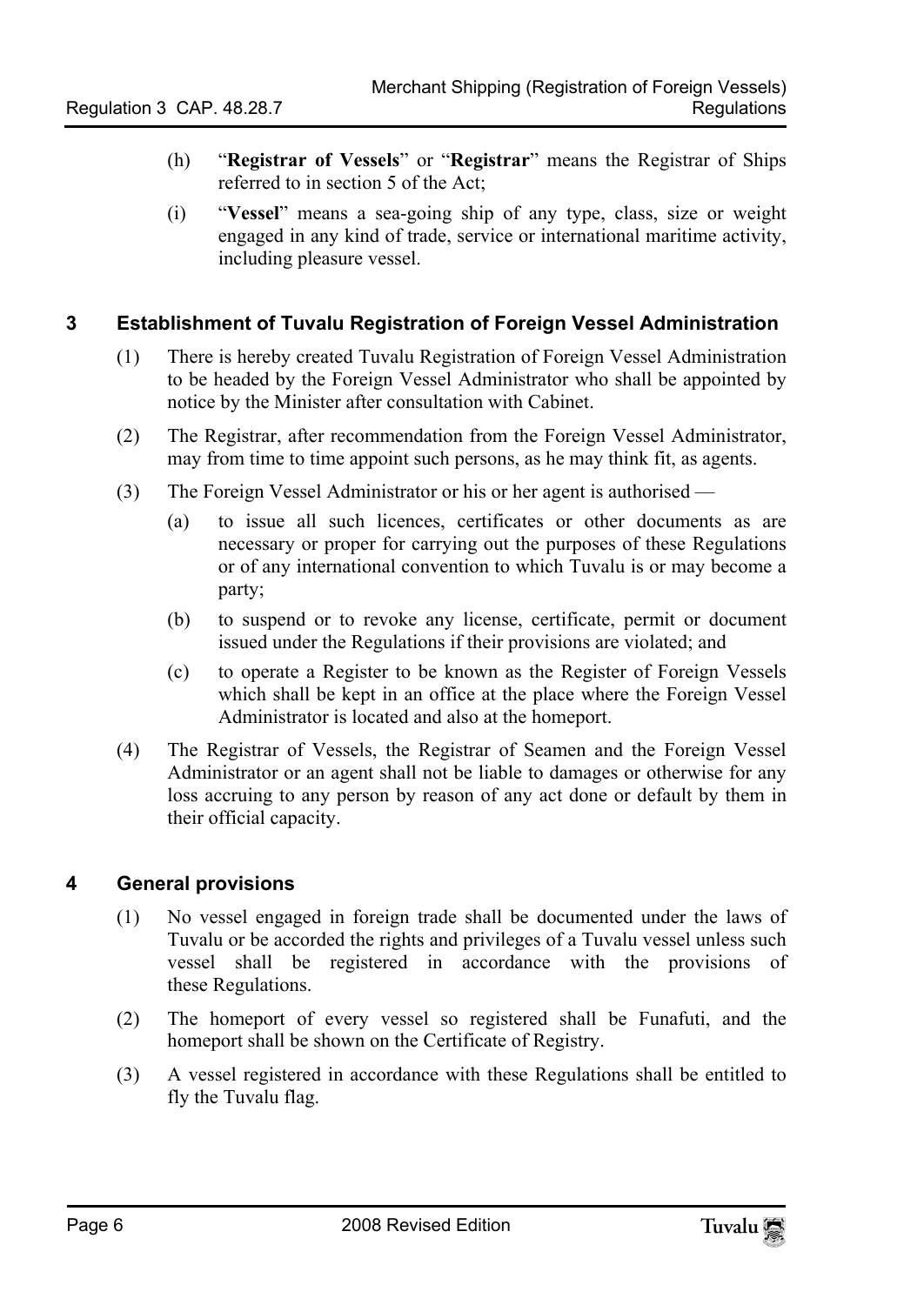(h) "**Registrar of Vessels**" or "**Registrar**" means the Registrar of Ships referred to in section 5 of the Act;

(i) "**Vessel**" means a sea-going ship of any type, class, size or weight engaged in any kind of trade, service or international maritime activity, including pleasure vessel.

## 3 Establishment of Tuvalu Registration of Foreign Vessel Administration

(1) There is hereby created Tuvalu Registration of Foreign Vessel Administration to be headed by the Foreign Vessel Administrator who shall be appointed by notice by the Minister after consultation with Cabinet.

(2) The Registrar, after recommendation from the Foreign Vessel Administrator, may from time to time appoint such persons, as he may think fit, as agents.

(3) The Foreign Vessel Administrator or his or her agent is authorised —

(a) to issue all such licences, certificates or other documents as are necessary or proper for carrying out the purposes of these Regulations or of any international convention to which Tuvalu is or may become a party;

(b) to suspend or to revoke any license, certificate, permit or document issued under the Regulations if their provisions are violated; and

(c) to operate a Register to be known as the Register of Foreign Vessels which shall be kept in an office at the place where the Foreign Vessel Administrator is located and also at the homeport.

(4) The Registrar of Vessels, the Registrar of Seamen and the Foreign Vessel Administrator or an agent shall not be liable to damages or otherwise for any loss accruing to any person by reason of any act done or default by them in their official capacity.

## 4 General provisions

(1) No vessel engaged in foreign trade shall be documented under the laws of Tuvalu or be accorded the rights and privileges of a Tuvalu vessel unless such vessel shall be registered in accordance with the provisions of these Regulations.

(2) The homeport of every vessel so registered shall be Funafuti, and the homeport shall be shown on the Certificate of Registry.

(3) A vessel registered in accordance with these Regulations shall be entitled to fly the Tuvalu flag.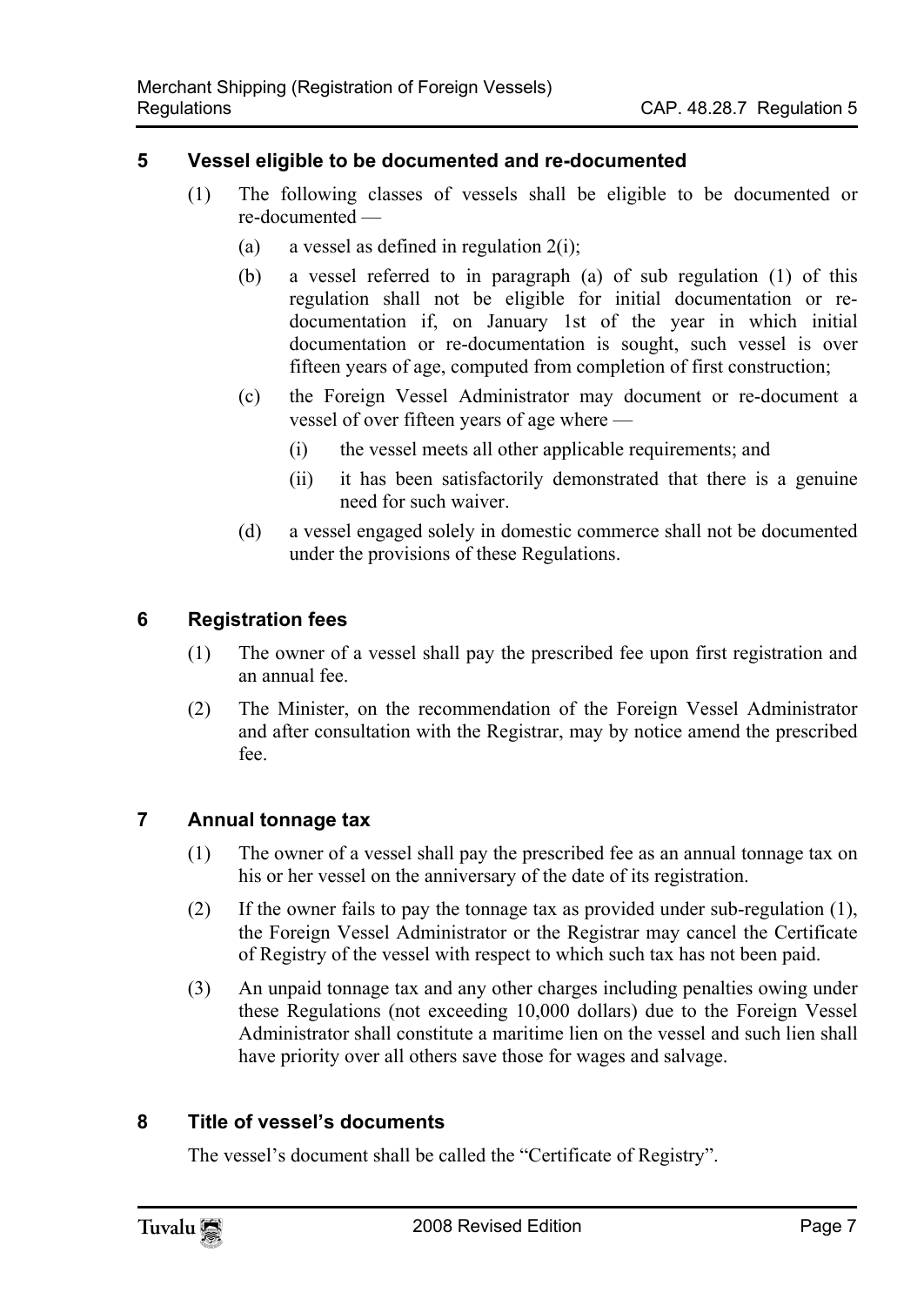## 5 Vessel eligible to be documented and re-documented

(1) The following classes of vessels shall be eligible to be documented or re-documented —

(a) a vessel as defined in regulation 2(i);

(b) a vessel referred to in paragraph (a) of sub regulation (1) of this regulation shall not be eligible for initial documentation or re-documentation if, on January 1st of the year in which initial documentation or re-documentation is sought, such vessel is over fifteen years of age, computed from completion of first construction;

(c) the Foreign Vessel Administrator may document or re-document a vessel of over fifteen years of age where —

(i) the vessel meets all other applicable requirements; and

(ii) it has been satisfactorily demonstrated that there is a genuine need for such waiver.

(d) a vessel engaged solely in domestic commerce shall not be documented under the provisions of these Regulations.

## 6 Registration fees

(1) The owner of a vessel shall pay the prescribed fee upon first registration and an annual fee.

(2) The Minister, on the recommendation of the Foreign Vessel Administrator and after consultation with the Registrar, may by notice amend the prescribed fee.

## 7 Annual tonnage tax

(1) The owner of a vessel shall pay the prescribed fee as an annual tonnage tax on his or her vessel on the anniversary of the date of its registration.

(2) If the owner fails to pay the tonnage tax as provided under sub-regulation (1), the Foreign Vessel Administrator or the Registrar may cancel the Certificate of Registry of the vessel with respect to which such tax has not been paid.

(3) An unpaid tonnage tax and any other charges including penalties owing under these Regulations (not exceeding 10,000 dollars) due to the Foreign Vessel Administrator shall constitute a maritime lien on the vessel and such lien shall have priority over all others save those for wages and salvage.

## 8 Title of vessel's documents

The vessel's document shall be called the "Certificate of Registry".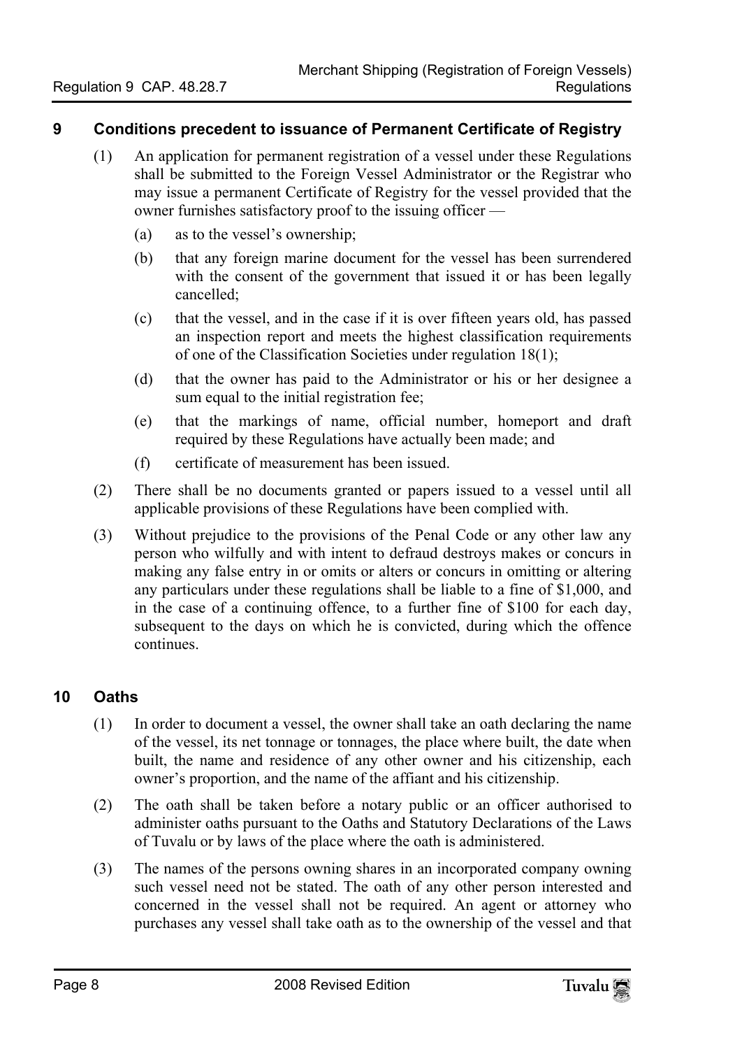## 9 Conditions precedent to issuance of Permanent Certificate of Registry

(1) An application for permanent registration of a vessel under these Regulations shall be submitted to the Foreign Vessel Administrator or the Registrar who may issue a permanent Certificate of Registry for the vessel provided that the owner furnishes satisfactory proof to the issuing officer —

- (a) as to the vessel's ownership;
- (b) that any foreign marine document for the vessel has been surrendered with the consent of the government that issued it or has been legally cancelled;
- (c) that the vessel, and in the case if it is over fifteen years old, has passed an inspection report and meets the highest classification requirements of one of the Classification Societies under regulation 18(1);
- (d) that the owner has paid to the Administrator or his or her designee a sum equal to the initial registration fee;
- (e) that the markings of name, official number, homeport and draft required by these Regulations have actually been made; and
- (f) certificate of measurement has been issued.

(2) There shall be no documents granted or papers issued to a vessel until all applicable provisions of these Regulations have been complied with.

(3) Without prejudice to the provisions of the Penal Code or any other law any person who wilfully and with intent to defraud destroys makes or concurs in making any false entry in or omits or alters or concurs in omitting or altering any particulars under these regulations shall be liable to a fine of $1,000, and in the case of a continuing offence, to a further fine of $100 for each day, subsequent to the days on which he is convicted, during which the offence continues.

## 10 Oaths

(1) In order to document a vessel, the owner shall take an oath declaring the name of the vessel, its net tonnage or tonnages, the place where built, the date when built, the name and residence of any other owner and his citizenship, each owner's proportion, and the name of the affiant and his citizenship.

(2) The oath shall be taken before a notary public or an officer authorised to administer oaths pursuant to the Oaths and Statutory Declarations of the Laws of Tuvalu or by laws of the place where the oath is administered.

(3) The names of the persons owning shares in an incorporated company owning such vessel need not be stated. The oath of any other person interested and concerned in the vessel shall not be required. An agent or attorney who purchases any vessel shall take oath as to the ownership of the vessel and that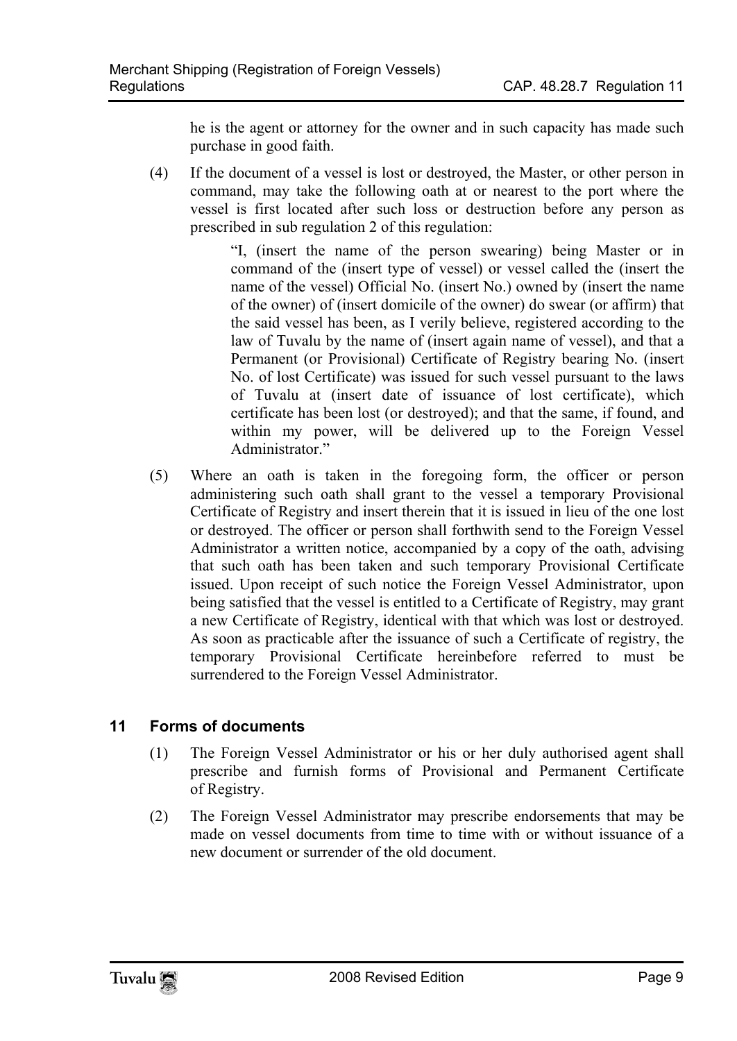he is the agent or attorney for the owner and in such capacity has made such purchase in good faith.

(4) If the document of a vessel is lost or destroyed, the Master, or other person in command, may take the following oath at or nearest to the port where the vessel is first located after such loss or destruction before any person as prescribed in sub regulation 2 of this regulation:

> "I, (insert the name of the person swearing) being Master or in command of the (insert type of vessel) or vessel called the (insert the name of the vessel) Official No. (insert No.) owned by (insert the name of the owner) of (insert domicile of the owner) do swear (or affirm) that the said vessel has been, as I verily believe, registered according to the law of Tuvalu by the name of (insert again name of vessel), and that a Permanent (or Provisional) Certificate of Registry bearing No. (insert No. of lost Certificate) was issued for such vessel pursuant to the laws of Tuvalu at (insert date of issuance of lost certificate), which certificate has been lost (or destroyed); and that the same, if found, and within my power, will be delivered up to the Foreign Vessel Administrator."

(5) Where an oath is taken in the foregoing form, the officer or person administering such oath shall grant to the vessel a temporary Provisional Certificate of Registry and insert therein that it is issued in lieu of the one lost or destroyed. The officer or person shall forthwith send to the Foreign Vessel Administrator a written notice, accompanied by a copy of the oath, advising that such oath has been taken and such temporary Provisional Certificate issued. Upon receipt of such notice the Foreign Vessel Administrator, upon being satisfied that the vessel is entitled to a Certificate of Registry, may grant a new Certificate of Registry, identical with that which was lost or destroyed. As soon as practicable after the issuance of such a Certificate of registry, the temporary Provisional Certificate hereinbefore referred to must be surrendered to the Foreign Vessel Administrator.

## 11 Forms of documents

(1) The Foreign Vessel Administrator or his or her duly authorised agent shall prescribe and furnish forms of Provisional and Permanent Certificate of Registry.

(2) The Foreign Vessel Administrator may prescribe endorsements that may be made on vessel documents from time to time with or without issuance of a new document or surrender of the old document.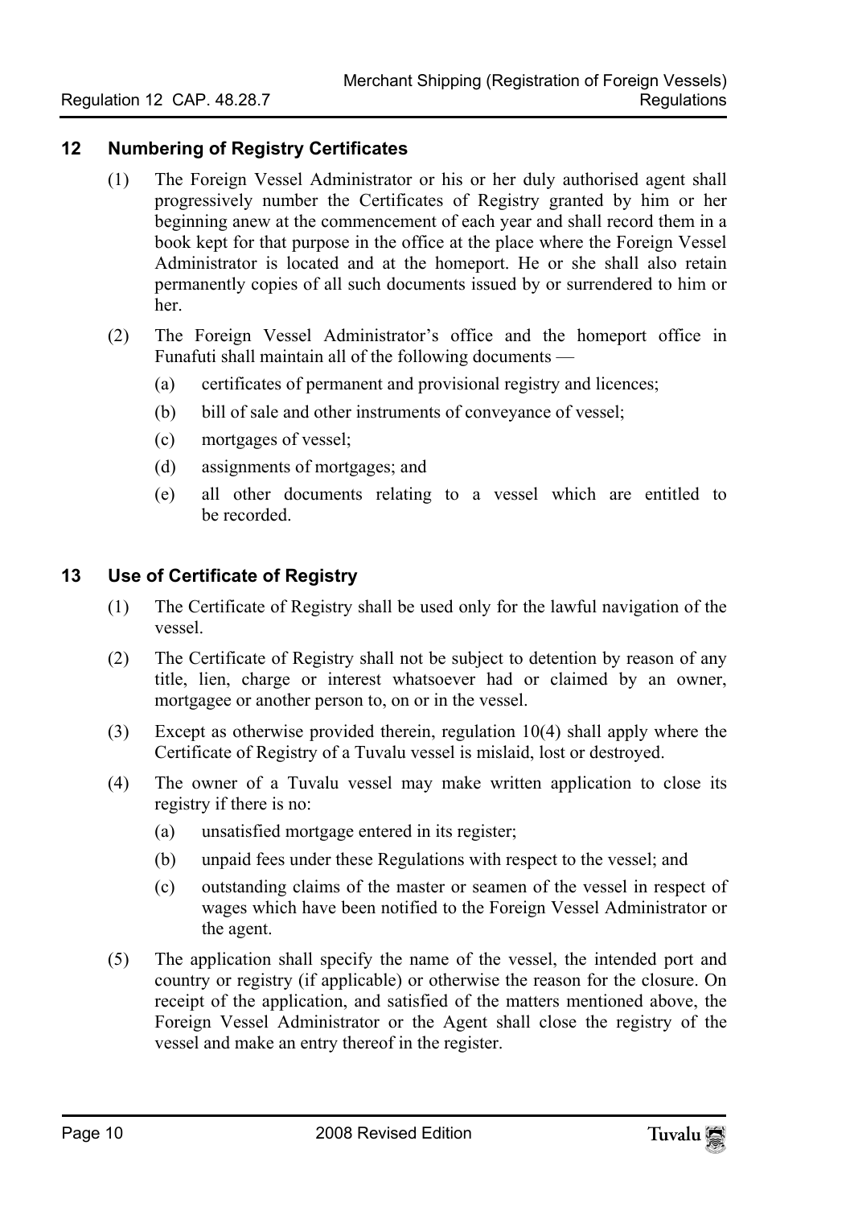## 12 Numbering of Registry Certificates

(1) The Foreign Vessel Administrator or his or her duly authorised agent shall progressively number the Certificates of Registry granted by him or her beginning anew at the commencement of each year and shall record them in a book kept for that purpose in the office at the place where the Foreign Vessel Administrator is located and at the homeport. He or she shall also retain permanently copies of all such documents issued by or surrendered to him or her.

(2) The Foreign Vessel Administrator's office and the homeport office in Funafuti shall maintain all of the following documents —

(a) certificates of permanent and provisional registry and licences;

(b) bill of sale and other instruments of conveyance of vessel;

(c) mortgages of vessel;

(d) assignments of mortgages; and

(e) all other documents relating to a vessel which are entitled to be recorded.

## 13 Use of Certificate of Registry

(1) The Certificate of Registry shall be used only for the lawful navigation of the vessel.

(2) The Certificate of Registry shall not be subject to detention by reason of any title, lien, charge or interest whatsoever had or claimed by an owner, mortgagee or another person to, on or in the vessel.

(3) Except as otherwise provided therein, regulation 10(4) shall apply where the Certificate of Registry of a Tuvalu vessel is mislaid, lost or destroyed.

(4) The owner of a Tuvalu vessel may make written application to close its registry if there is no:

(a) unsatisfied mortgage entered in its register;

(b) unpaid fees under these Regulations with respect to the vessel; and

(c) outstanding claims of the master or seamen of the vessel in respect of wages which have been notified to the Foreign Vessel Administrator or the agent.

(5) The application shall specify the name of the vessel, the intended port and country or registry (if applicable) or otherwise the reason for the closure. On receipt of the application, and satisfied of the matters mentioned above, the Foreign Vessel Administrator or the Agent shall close the registry of the vessel and make an entry thereof in the register.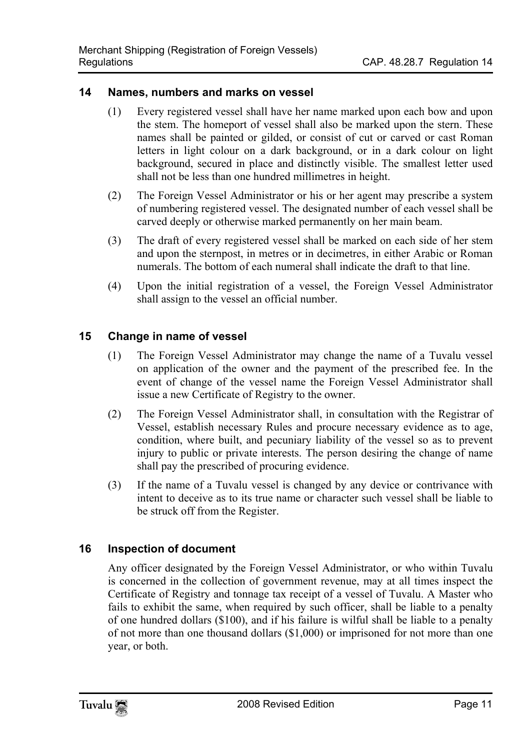## 14 Names, numbers and marks on vessel

(1) Every registered vessel shall have her name marked upon each bow and upon the stem. The homeport of vessel shall also be marked upon the stern. These names shall be painted or gilded, or consist of cut or carved or cast Roman letters in light colour on a dark background, or in a dark colour on light background, secured in place and distinctly visible. The smallest letter used shall not be less than one hundred millimetres in height.

(2) The Foreign Vessel Administrator or his or her agent may prescribe a system of numbering registered vessel. The designated number of each vessel shall be carved deeply or otherwise marked permanently on her main beam.

(3) The draft of every registered vessel shall be marked on each side of her stem and upon the sternpost, in metres or in decimetres, in either Arabic or Roman numerals. The bottom of each numeral shall indicate the draft to that line.

(4) Upon the initial registration of a vessel, the Foreign Vessel Administrator shall assign to the vessel an official number.

## 15 Change in name of vessel

(1) The Foreign Vessel Administrator may change the name of a Tuvalu vessel on application of the owner and the payment of the prescribed fee. In the event of change of the vessel name the Foreign Vessel Administrator shall issue a new Certificate of Registry to the owner.

(2) The Foreign Vessel Administrator shall, in consultation with the Registrar of Vessel, establish necessary Rules and procure necessary evidence as to age, condition, where built, and pecuniary liability of the vessel so as to prevent injury to public or private interests. The person desiring the change of name shall pay the prescribed of procuring evidence.

(3) If the name of a Tuvalu vessel is changed by any device or contrivance with intent to deceive as to its true name or character such vessel shall be liable to be struck off from the Register.

## 16 Inspection of document

Any officer designated by the Foreign Vessel Administrator, or who within Tuvalu is concerned in the collection of government revenue, may at all times inspect the Certificate of Registry and tonnage tax receipt of a vessel of Tuvalu. A Master who fails to exhibit the same, when required by such officer, shall be liable to a penalty of one hundred dollars ($100), and if his failure is wilful shall be liable to a penalty of not more than one thousand dollars ($1,000) or imprisoned for not more than one year, or both.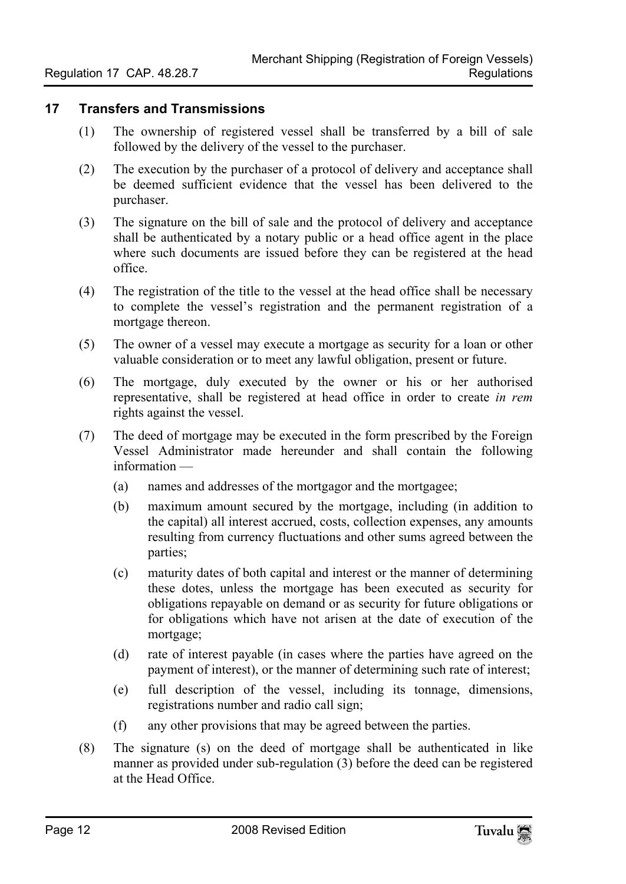## 17 Transfers and Transmissions

(1) The ownership of registered vessel shall be transferred by a bill of sale followed by the delivery of the vessel to the purchaser.

(2) The execution by the purchaser of a protocol of delivery and acceptance shall be deemed sufficient evidence that the vessel has been delivered to the purchaser.

(3) The signature on the bill of sale and the protocol of delivery and acceptance shall be authenticated by a notary public or a head office agent in the place where such documents are issued before they can be registered at the head office.

(4) The registration of the title to the vessel at the head office shall be necessary to complete the vessel's registration and the permanent registration of a mortgage thereon.

(5) The owner of a vessel may execute a mortgage as security for a loan or other valuable consideration or to meet any lawful obligation, present or future.

(6) The mortgage, duly executed by the owner or his or her authorised representative, shall be registered at head office in order to create *in rem* rights against the vessel.

(7) The deed of mortgage may be executed in the form prescribed by the Foreign Vessel Administrator made hereunder and shall contain the following information —

(a) names and addresses of the mortgagor and the mortgagee;

(b) maximum amount secured by the mortgage, including (in addition to the capital) all interest accrued, costs, collection expenses, any amounts resulting from currency fluctuations and other sums agreed between the parties;

(c) maturity dates of both capital and interest or the manner of determining these dotes, unless the mortgage has been executed as security for obligations repayable on demand or as security for future obligations or for obligations which have not arisen at the date of execution of the mortgage;

(d) rate of interest payable (in cases where the parties have agreed on the payment of interest), or the manner of determining such rate of interest;

(e) full description of the vessel, including its tonnage, dimensions, registrations number and radio call sign;

(f) any other provisions that may be agreed between the parties.

(8) The signature (s) on the deed of mortgage shall be authenticated in like manner as provided under sub-regulation (3) before the deed can be registered at the Head Office.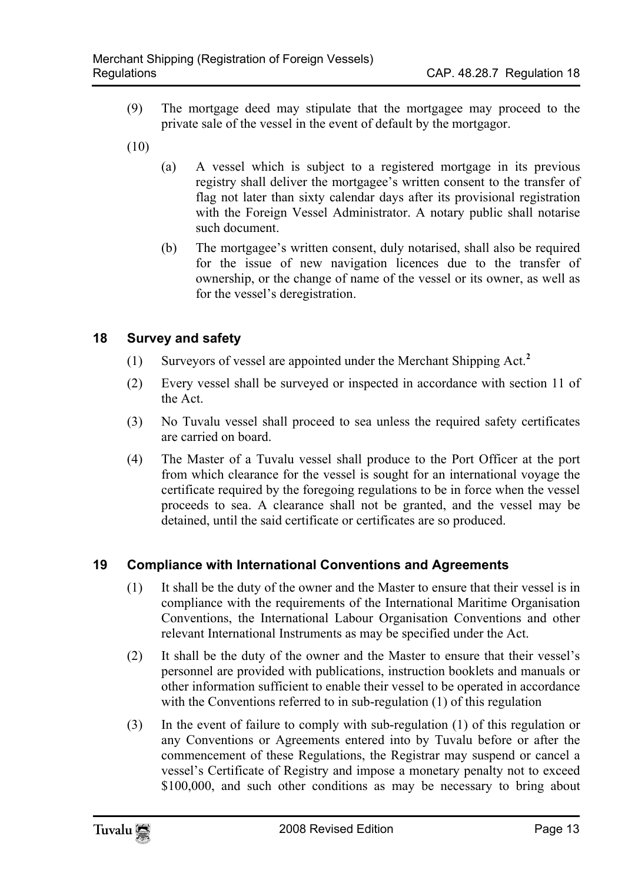(9) The mortgage deed may stipulate that the mortgagee may proceed to the private sale of the vessel in the event of default by the mortgagor.

(10)

(a) A vessel which is subject to a registered mortgage in its previous registry shall deliver the mortgagee's written consent to the transfer of flag not later than sixty calendar days after its provisional registration with the Foreign Vessel Administrator. A notary public shall notarise such document.

(b) The mortgagee's written consent, duly notarised, shall also be required for the issue of new navigation licences due to the transfer of ownership, or the change of name of the vessel or its owner, as well as for the vessel's deregistration.

## 18 Survey and safety

(1) Surveyors of vessel are appointed under the Merchant Shipping Act.[2]

(2) Every vessel shall be surveyed or inspected in accordance with section 11 of the Act.

(3) No Tuvalu vessel shall proceed to sea unless the required safety certificates are carried on board.

(4) The Master of a Tuvalu vessel shall produce to the Port Officer at the port from which clearance for the vessel is sought for an international voyage the certificate required by the foregoing regulations to be in force when the vessel proceeds to sea. A clearance shall not be granted, and the vessel may be detained, until the said certificate or certificates are so produced.

## 19 Compliance with International Conventions and Agreements

(1) It shall be the duty of the owner and the Master to ensure that their vessel is in compliance with the requirements of the International Maritime Organisation Conventions, the International Labour Organisation Conventions and other relevant International Instruments as may be specified under the Act.

(2) It shall be the duty of the owner and the Master to ensure that their vessel's personnel are provided with publications, instruction booklets and manuals or other information sufficient to enable their vessel to be operated in accordance with the Conventions referred to in sub-regulation (1) of this regulation

(3) In the event of failure to comply with sub-regulation (1) of this regulation or any Conventions or Agreements entered into by Tuvalu before or after the commencement of these Regulations, the Registrar may suspend or cancel a vessel's Certificate of Registry and impose a monetary penalty not to exceed \$100,000, and such other conditions as may be necessary to bring about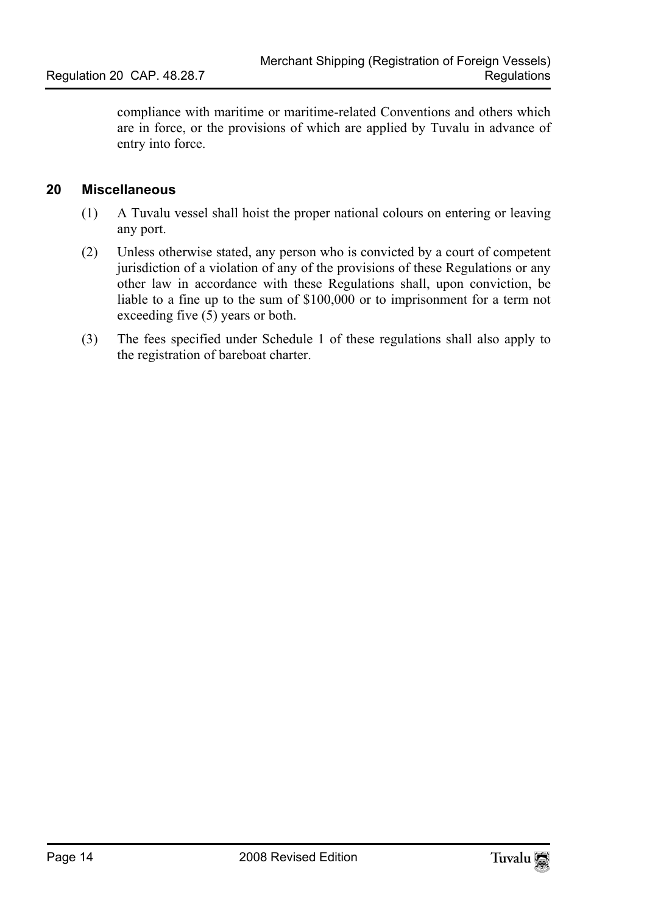compliance with maritime or maritime-related Conventions and others which are in force, or the provisions of which are applied by Tuvalu in advance of entry into force.

## 20 Miscellaneous

(1) A Tuvalu vessel shall hoist the proper national colours on entering or leaving any port.

(2) Unless otherwise stated, any person who is convicted by a court of competent jurisdiction of a violation of any of the provisions of these Regulations or any other law in accordance with these Regulations shall, upon conviction, be liable to a fine up to the sum of $100,000 or to imprisonment for a term not exceeding five (5) years or both.

(3) The fees specified under Schedule 1 of these regulations shall also apply to the registration of bareboat charter.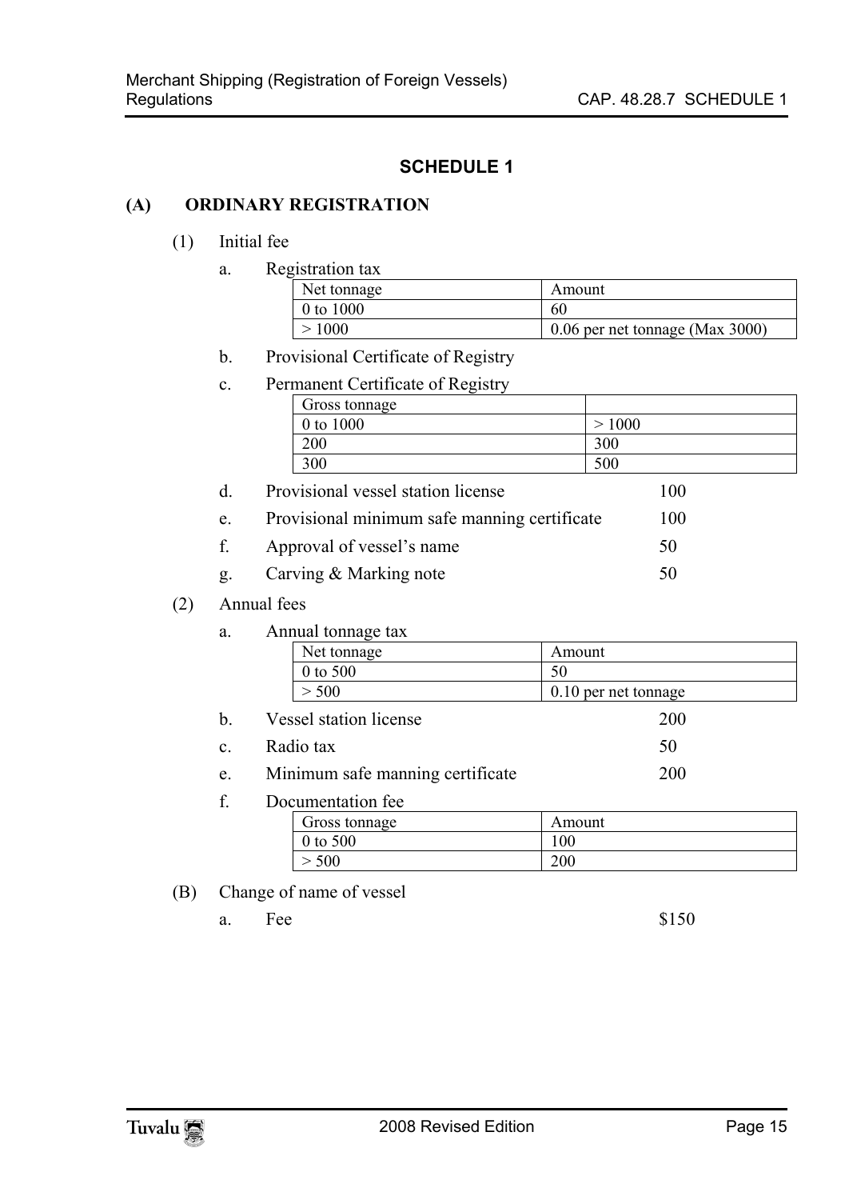## SCHEDULE 1

### (A) ORDINARY REGISTRATION

(1) Initial fee

a. Registration tax

| Net tonnage | Amount |
|---|---|
| 0 to 1000 | 60 |
| > 1000 | 0.06 per net tonnage (Max 3000) |

b. Provisional Certificate of Registry

c. Permanent Certificate of Registry

| Gross tonnage | |
|---|---|
| 0 to 1000 | > 1000 |
| 200 | 300 |
| 300 | 500 |

d. Provisional vessel station license 100

e. Provisional minimum safe manning certificate 100

f. Approval of vessel's name 50

g. Carving & Marking note 50

(2) Annual fees

a. Annual tonnage tax

| Net tonnage | Amount |
|---|---|
| 0 to 500 | 50 |
| > 500 | 0.10 per net tonnage |

b. Vessel station license 200

c. Radio tax 50

e. Minimum safe manning certificate 200

f. Documentation fee

| Gross tonnage | Amount |
|---|---|
| 0 to 500 | 100 |
| > 500 | 200 |

(B) Change of name of vessel

a. Fee $150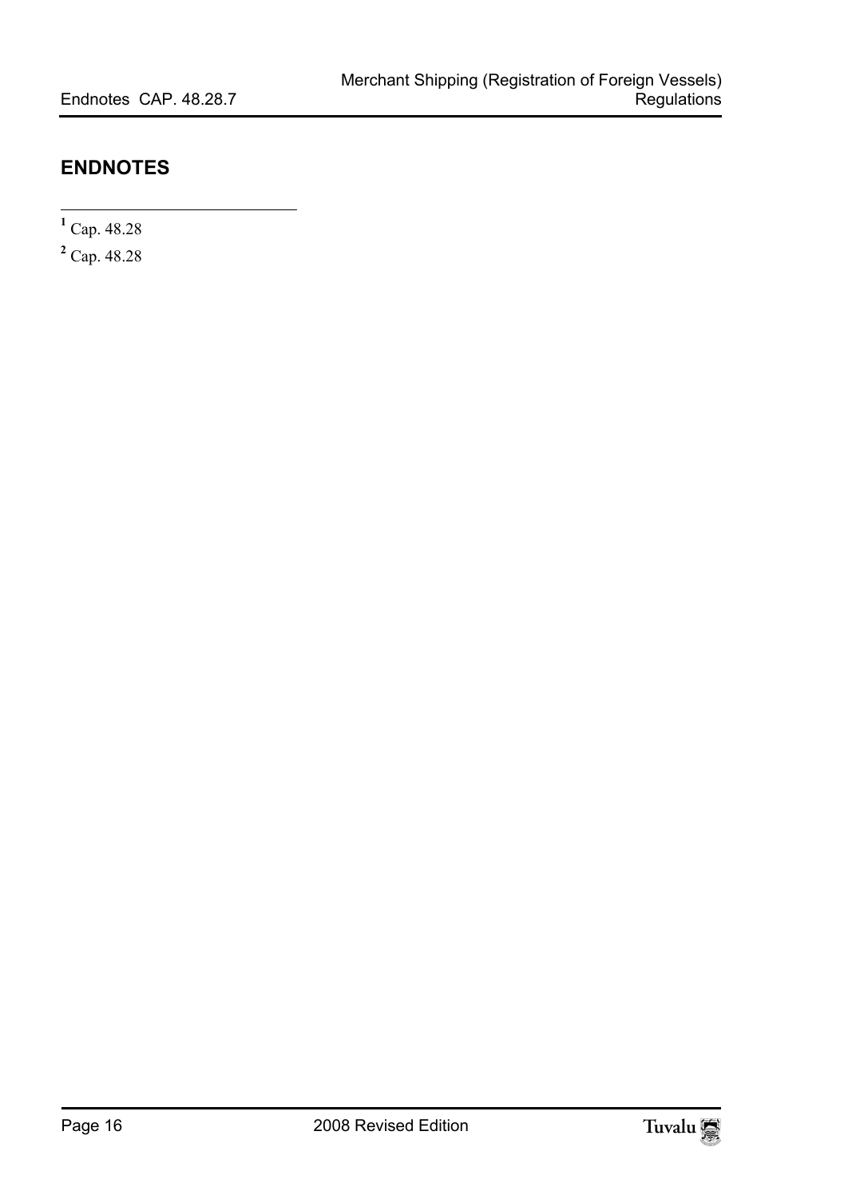## ENDNOTES

[1] Cap. 48.28

[2] Cap. 48.28